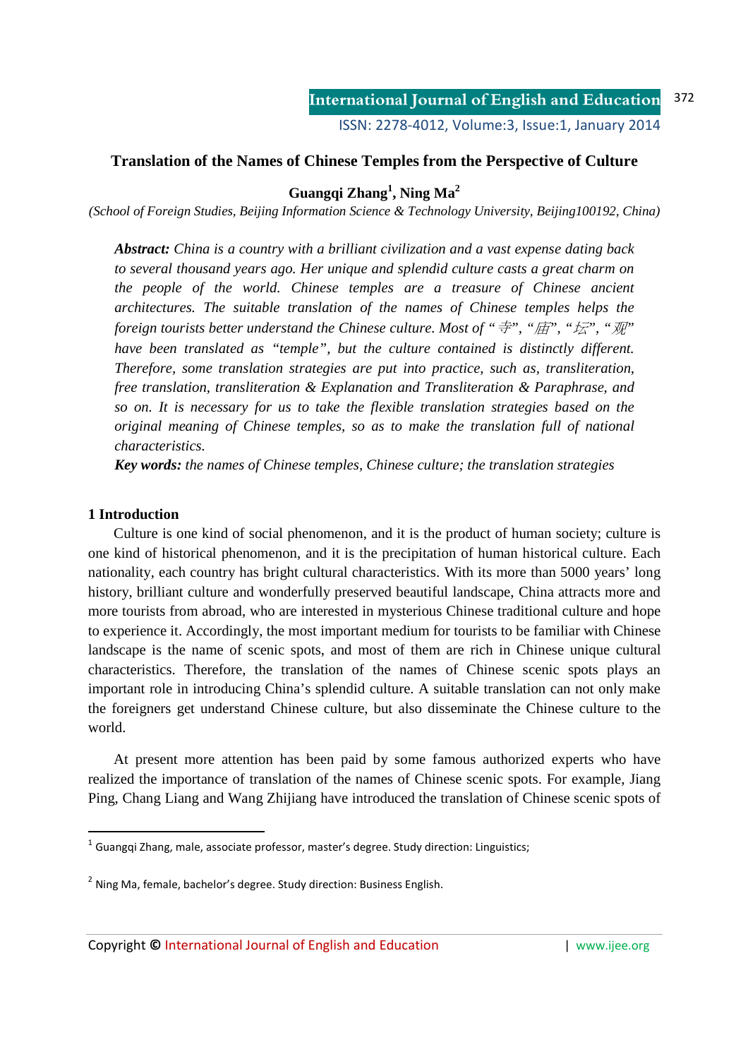# Translation of the Names of Chinese Temples from the Perspective of Culture

**Guangqi Zhang[1], Ning Ma[2]**

*(School of Foreign Studies, Beijing Information Science & Technology University, Beijing100192, China)*

***Abstract:*** *China is a country with a brilliant civilization and a vast expense dating back to several thousand years ago. Her unique and splendid culture casts a great charm on the people of the world. Chinese temples are a treasure of Chinese ancient architectures. The suitable translation of the names of Chinese temples helps the foreign tourists better understand the Chinese culture. Most of "寺", "庙", "坛", "观" have been translated as "temple", but the culture contained is distinctly different. Therefore, some translation strategies are put into practice, such as, transliteration, free translation, transliteration & Explanation and Transliteration & Paraphrase, and so on. It is necessary for us to take the flexible translation strategies based on the original meaning of Chinese temples, so as to make the translation full of national characteristics.*

***Key words:*** *the names of Chinese temples, Chinese culture; the translation strategies*

## 1 Introduction

Culture is one kind of social phenomenon, and it is the product of human society; culture is one kind of historical phenomenon, and it is the precipitation of human historical culture. Each nationality, each country has bright cultural characteristics. With its more than 5000 years' long history, brilliant culture and wonderfully preserved beautiful landscape, China attracts more and more tourists from abroad, who are interested in mysterious Chinese traditional culture and hope to experience it. Accordingly, the most important medium for tourists to be familiar with Chinese landscape is the name of scenic spots, and most of them are rich in Chinese unique cultural characteristics. Therefore, the translation of the names of Chinese scenic spots plays an important role in introducing China's splendid culture. A suitable translation can not only make the foreigners get understand Chinese culture, but also disseminate the Chinese culture to the world.

At present more attention has been paid by some famous authorized experts who have realized the importance of translation of the names of Chinese scenic spots. For example, Jiang Ping, Chang Liang and Wang Zhijiang have introduced the translation of Chinese scenic spots of

---

[1] Guangqi Zhang, male, associate professor, master's degree. Study direction: Linguistics;

[2] Ning Ma, female, bachelor's degree. Study direction: Business English.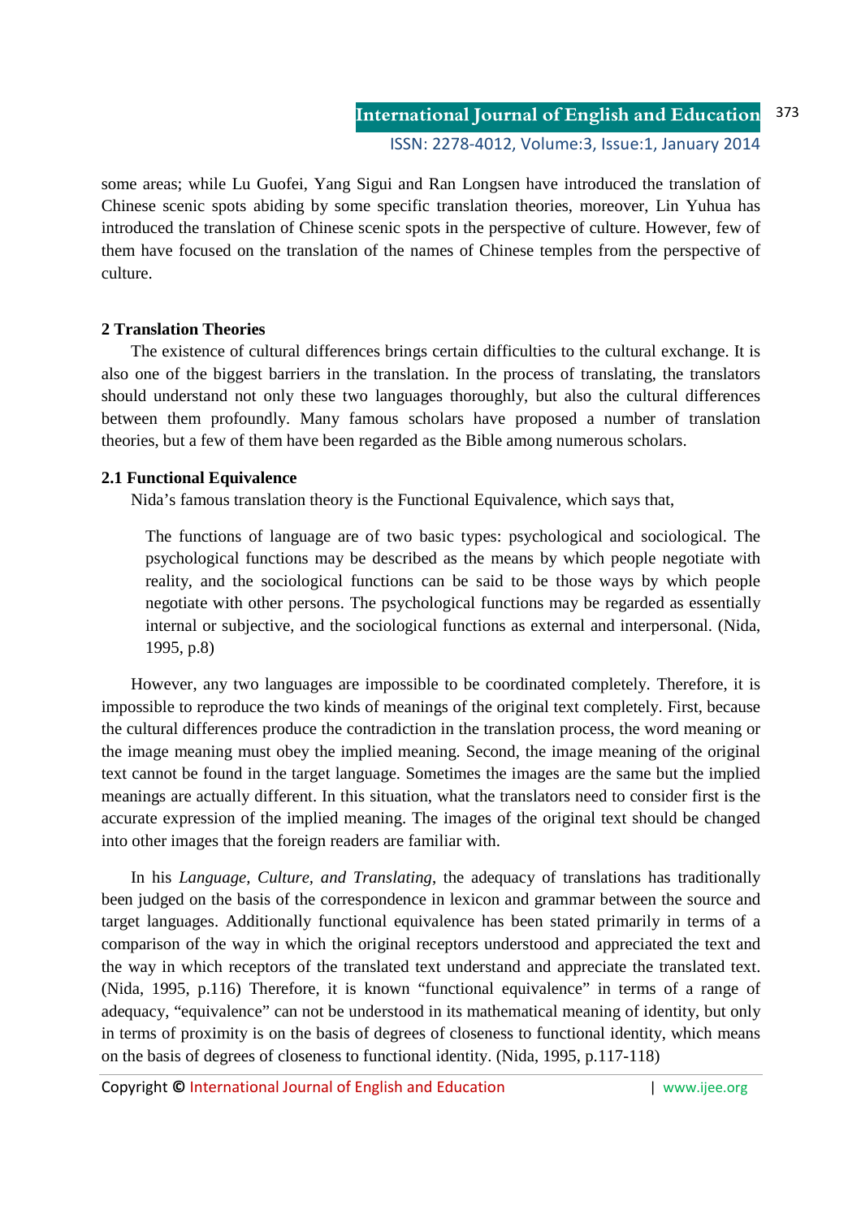some areas; while Lu Guofei, Yang Sigui and Ran Longsen have introduced the translation of Chinese scenic spots abiding by some specific translation theories, moreover, Lin Yuhua has introduced the translation of Chinese scenic spots in the perspective of culture. However, few of them have focused on the translation of the names of Chinese temples from the perspective of culture.

## 2 Translation Theories

The existence of cultural differences brings certain difficulties to the cultural exchange. It is also one of the biggest barriers in the translation. In the process of translating, the translators should understand not only these two languages thoroughly, but also the cultural differences between them profoundly. Many famous scholars have proposed a number of translation theories, but a few of them have been regarded as the Bible among numerous scholars.

### 2.1 Functional Equivalence

Nida's famous translation theory is the Functional Equivalence, which says that,

> The functions of language are of two basic types: psychological and sociological. The psychological functions may be described as the means by which people negotiate with reality, and the sociological functions can be said to be those ways by which people negotiate with other persons. The psychological functions may be regarded as essentially internal or subjective, and the sociological functions as external and interpersonal. (Nida, 1995, p.8)

However, any two languages are impossible to be coordinated completely. Therefore, it is impossible to reproduce the two kinds of meanings of the original text completely. First, because the cultural differences produce the contradiction in the translation process, the word meaning or the image meaning must obey the implied meaning. Second, the image meaning of the original text cannot be found in the target language. Sometimes the images are the same but the implied meanings are actually different. In this situation, what the translators need to consider first is the accurate expression of the implied meaning. The images of the original text should be changed into other images that the foreign readers are familiar with.

In his *Language, Culture, and Translating*, the adequacy of translations has traditionally been judged on the basis of the correspondence in lexicon and grammar between the source and target languages. Additionally functional equivalence has been stated primarily in terms of a comparison of the way in which the original receptors understood and appreciated the text and the way in which receptors of the translated text understand and appreciate the translated text. (Nida, 1995, p.116) Therefore, it is known "functional equivalence" in terms of a range of adequacy, "equivalence" can not be understood in its mathematical meaning of identity, but only in terms of proximity is on the basis of degrees of closeness to functional identity, which means on the basis of degrees of closeness to functional identity. (Nida, 1995, p.117-118)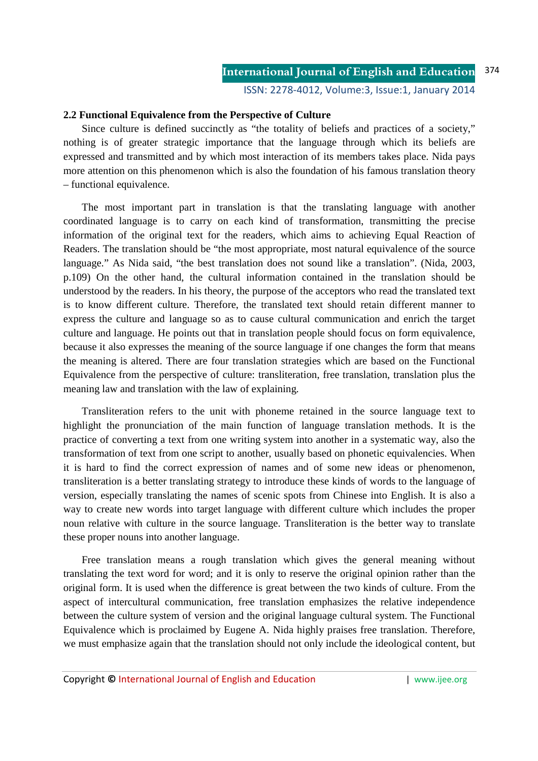### 2.2 Functional Equivalence from the Perspective of Culture

Since culture is defined succinctly as "the totality of beliefs and practices of a society," nothing is of greater strategic importance that the language through which its beliefs are expressed and transmitted and by which most interaction of its members takes place. Nida pays more attention on this phenomenon which is also the foundation of his famous translation theory – functional equivalence.

The most important part in translation is that the translating language with another coordinated language is to carry on each kind of transformation, transmitting the precise information of the original text for the readers, which aims to achieving Equal Reaction of Readers. The translation should be "the most appropriate, most natural equivalence of the source language." As Nida said, "the best translation does not sound like a translation". (Nida, 2003, p.109) On the other hand, the cultural information contained in the translation should be understood by the readers. In his theory, the purpose of the acceptors who read the translated text is to know different culture. Therefore, the translated text should retain different manner to express the culture and language so as to cause cultural communication and enrich the target culture and language. He points out that in translation people should focus on form equivalence, because it also expresses the meaning of the source language if one changes the form that means the meaning is altered. There are four translation strategies which are based on the Functional Equivalence from the perspective of culture: transliteration, free translation, translation plus the meaning law and translation with the law of explaining.

Transliteration refers to the unit with phoneme retained in the source language text to highlight the pronunciation of the main function of language translation methods. It is the practice of converting a text from one writing system into another in a systematic way, also the transformation of text from one script to another, usually based on phonetic equivalencies. When it is hard to find the correct expression of names and of some new ideas or phenomenon, transliteration is a better translating strategy to introduce these kinds of words to the language of version, especially translating the names of scenic spots from Chinese into English. It is also a way to create new words into target language with different culture which includes the proper noun relative with culture in the source language. Transliteration is the better way to translate these proper nouns into another language.

Free translation means a rough translation which gives the general meaning without translating the text word for word; and it is only to reserve the original opinion rather than the original form. It is used when the difference is great between the two kinds of culture. From the aspect of intercultural communication, free translation emphasizes the relative independence between the culture system of version and the original language cultural system. The Functional Equivalence which is proclaimed by Eugene A. Nida highly praises free translation. Therefore, we must emphasize again that the translation should not only include the ideological content, but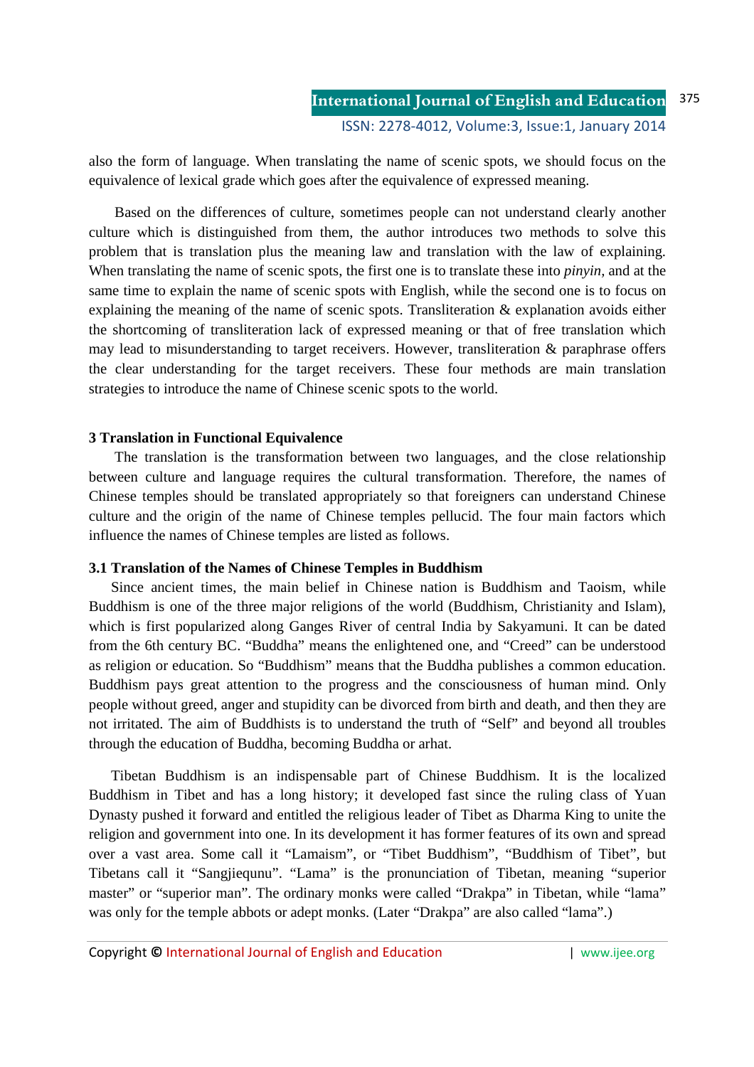also the form of language. When translating the name of scenic spots, we should focus on the equivalence of lexical grade which goes after the equivalence of expressed meaning.

Based on the differences of culture, sometimes people can not understand clearly another culture which is distinguished from them, the author introduces two methods to solve this problem that is translation plus the meaning law and translation with the law of explaining. When translating the name of scenic spots, the first one is to translate these into *pinyin,* and at the same time to explain the name of scenic spots with English, while the second one is to focus on explaining the meaning of the name of scenic spots. Transliteration & explanation avoids either the shortcoming of transliteration lack of expressed meaning or that of free translation which may lead to misunderstanding to target receivers. However, transliteration & paraphrase offers the clear understanding for the target receivers. These four methods are main translation strategies to introduce the name of Chinese scenic spots to the world.

## 3 Translation in Functional Equivalence

The translation is the transformation between two languages, and the close relationship between culture and language requires the cultural transformation. Therefore, the names of Chinese temples should be translated appropriately so that foreigners can understand Chinese culture and the origin of the name of Chinese temples pellucid. The four main factors which influence the names of Chinese temples are listed as follows.

### 3.1 Translation of the Names of Chinese Temples in Buddhism

Since ancient times, the main belief in Chinese nation is Buddhism and Taoism, while Buddhism is one of the three major religions of the world (Buddhism, Christianity and Islam), which is first popularized along Ganges River of central India by Sakyamuni. It can be dated from the 6th century BC. "Buddha" means the enlightened one, and "Creed" can be understood as religion or education. So "Buddhism" means that the Buddha publishes a common education. Buddhism pays great attention to the progress and the consciousness of human mind. Only people without greed, anger and stupidity can be divorced from birth and death, and then they are not irritated. The aim of Buddhists is to understand the truth of "Self" and beyond all troubles through the education of Buddha, becoming Buddha or arhat.

Tibetan Buddhism is an indispensable part of Chinese Buddhism. It is the localized Buddhism in Tibet and has a long history; it developed fast since the ruling class of Yuan Dynasty pushed it forward and entitled the religious leader of Tibet as Dharma King to unite the religion and government into one. In its development it has former features of its own and spread over a vast area. Some call it "Lamaism", or "Tibet Buddhism", "Buddhism of Tibet", but Tibetans call it "Sangjiequnu". "Lama" is the pronunciation of Tibetan, meaning "superior master" or "superior man". The ordinary monks were called "Drakpa" in Tibetan, while "lama" was only for the temple abbots or adept monks. (Later "Drakpa" are also called "lama".)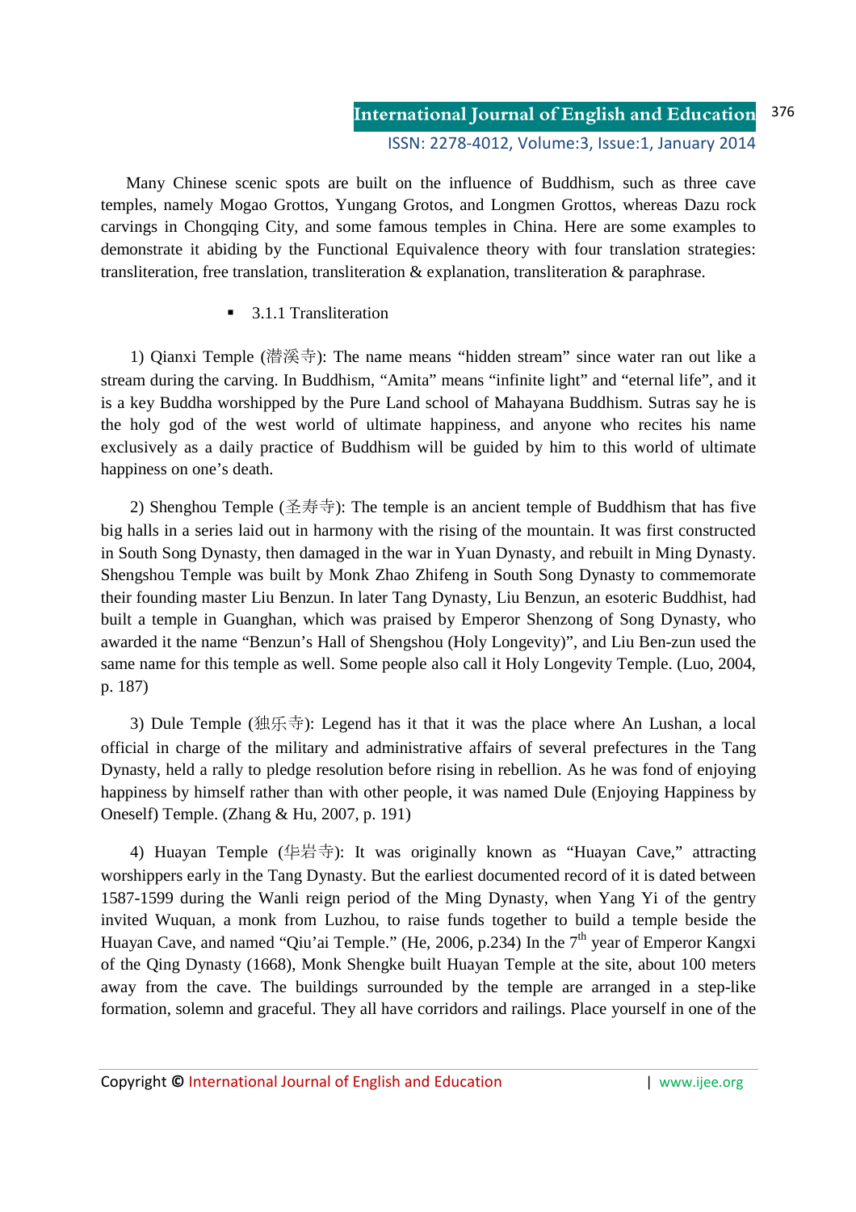Many Chinese scenic spots are built on the influence of Buddhism, such as three cave temples, namely Mogao Grottos, Yungang Grotos, and Longmen Grottos, whereas Dazu rock carvings in Chongqing City, and some famous temples in China. Here are some examples to demonstrate it abiding by the Functional Equivalence theory with four translation strategies: transliteration, free translation, transliteration & explanation, transliteration & paraphrase.

- 3.1.1 Transliteration

1) Qianxi Temple (潜溪寺): The name means "hidden stream" since water ran out like a stream during the carving. In Buddhism, "Amita" means "infinite light" and "eternal life", and it is a key Buddha worshipped by the Pure Land school of Mahayana Buddhism. Sutras say he is the holy god of the west world of ultimate happiness, and anyone who recites his name exclusively as a daily practice of Buddhism will be guided by him to this world of ultimate happiness on one's death.

2) Shenghou Temple (圣寿寺): The temple is an ancient temple of Buddhism that has five big halls in a series laid out in harmony with the rising of the mountain. It was first constructed in South Song Dynasty, then damaged in the war in Yuan Dynasty, and rebuilt in Ming Dynasty. Shengshou Temple was built by Monk Zhao Zhifeng in South Song Dynasty to commemorate their founding master Liu Benzun. In later Tang Dynasty, Liu Benzun, an esoteric Buddhist, had built a temple in Guanghan, which was praised by Emperor Shenzong of Song Dynasty, who awarded it the name "Benzun's Hall of Shengshou (Holy Longevity)", and Liu Ben-zun used the same name for this temple as well. Some people also call it Holy Longevity Temple. (Luo, 2004, p. 187)

3) Dule Temple (独乐寺): Legend has it that it was the place where An Lushan, a local official in charge of the military and administrative affairs of several prefectures in the Tang Dynasty, held a rally to pledge resolution before rising in rebellion. As he was fond of enjoying happiness by himself rather than with other people, it was named Dule (Enjoying Happiness by Oneself) Temple. (Zhang & Hu, 2007, p. 191)

4) Huayan Temple (华岩寺): It was originally known as "Huayan Cave," attracting worshippers early in the Tang Dynasty. But the earliest documented record of it is dated between 1587-1599 during the Wanli reign period of the Ming Dynasty, when Yang Yi of the gentry invited Wuquan, a monk from Luzhou, to raise funds together to build a temple beside the Huayan Cave, and named "Qiu'ai Temple." (He, 2006, p.234) In the 7th year of Emperor Kangxi of the Qing Dynasty (1668), Monk Shengke built Huayan Temple at the site, about 100 meters away from the cave. The buildings surrounded by the temple are arranged in a step-like formation, solemn and graceful. They all have corridors and railings. Place yourself in one of the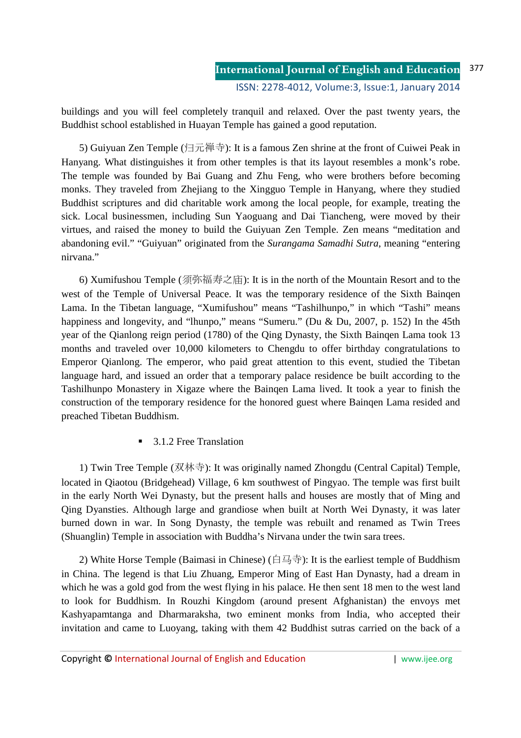buildings and you will feel completely tranquil and relaxed. Over the past twenty years, the Buddhist school established in Huayan Temple has gained a good reputation.

5) Guiyuan Zen Temple (归元禅寺): It is a famous Zen shrine at the front of Cuiwei Peak in Hanyang. What distinguishes it from other temples is that its layout resembles a monk's robe. The temple was founded by Bai Guang and Zhu Feng, who were brothers before becoming monks. They traveled from Zhejiang to the Xingguo Temple in Hanyang, where they studied Buddhist scriptures and did charitable work among the local people, for example, treating the sick. Local businessmen, including Sun Yaoguang and Dai Tiancheng, were moved by their virtues, and raised the money to build the Guiyuan Zen Temple. Zen means "meditation and abandoning evil." "Guiyuan" originated from the *Surangama Samadhi Sutra*, meaning "entering nirvana."

6) Xumifushou Temple (须弥福寿之庙): It is in the north of the Mountain Resort and to the west of the Temple of Universal Peace. It was the temporary residence of the Sixth Bainqen Lama. In the Tibetan language, "Xumifushou" means "Tashilhunpo," in which "Tashi" means happiness and longevity, and "lhunpo," means "Sumeru." (Du & Du, 2007, p. 152) In the 45th year of the Qianlong reign period (1780) of the Qing Dynasty, the Sixth Bainqen Lama took 13 months and traveled over 10,000 kilometers to Chengdu to offer birthday congratulations to Emperor Qianlong. The emperor, who paid great attention to this event, studied the Tibetan language hard, and issued an order that a temporary palace residence be built according to the Tashilhunpo Monastery in Xigaze where the Bainqen Lama lived. It took a year to finish the construction of the temporary residence for the honored guest where Bainqen Lama resided and preached Tibetan Buddhism.

- 3.1.2 Free Translation

1) Twin Tree Temple (双林寺): It was originally named Zhongdu (Central Capital) Temple, located in Qiaotou (Bridgehead) Village, 6 km southwest of Pingyao. The temple was first built in the early North Wei Dynasty, but the present halls and houses are mostly that of Ming and Qing Dyansties. Although large and grandiose when built at North Wei Dynasty, it was later burned down in war. In Song Dynasty, the temple was rebuilt and renamed as Twin Trees (Shuanglin) Temple in association with Buddha's Nirvana under the twin sara trees.

2) White Horse Temple (Baimasi in Chinese) (白马寺): It is the earliest temple of Buddhism in China. The legend is that Liu Zhuang, Emperor Ming of East Han Dynasty, had a dream in which he was a gold god from the west flying in his palace. He then sent 18 men to the west land to look for Buddhism. In Rouzhi Kingdom (around present Afghanistan) the envoys met Kashyapamtanga and Dharmaraksha, two eminent monks from India, who accepted their invitation and came to Luoyang, taking with them 42 Buddhist sutras carried on the back of a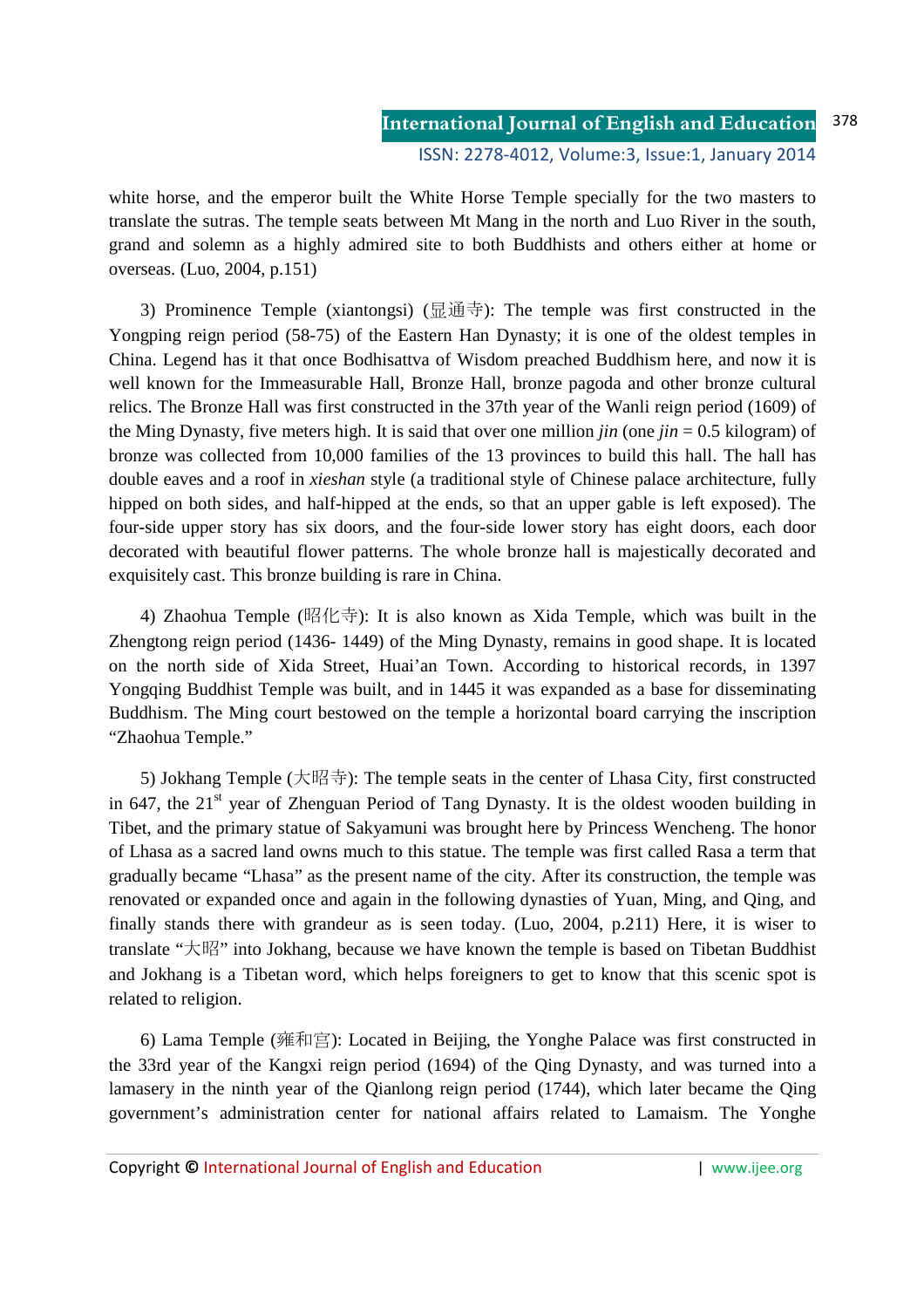white horse, and the emperor built the White Horse Temple specially for the two masters to translate the sutras. The temple seats between Mt Mang in the north and Luo River in the south, grand and solemn as a highly admired site to both Buddhists and others either at home or overseas. (Luo, 2004, p.151)

3) Prominence Temple (xiantongsi) (显通寺): The temple was first constructed in the Yongping reign period (58-75) of the Eastern Han Dynasty; it is one of the oldest temples in China. Legend has it that once Bodhisattva of Wisdom preached Buddhism here, and now it is well known for the Immeasurable Hall, Bronze Hall, bronze pagoda and other bronze cultural relics. The Bronze Hall was first constructed in the 37th year of the Wanli reign period (1609) of the Ming Dynasty, five meters high. It is said that over one million *jin* (one *jin* = 0.5 kilogram) of bronze was collected from 10,000 families of the 13 provinces to build this hall. The hall has double eaves and a roof in *xieshan* style (a traditional style of Chinese palace architecture, fully hipped on both sides, and half-hipped at the ends, so that an upper gable is left exposed). The four-side upper story has six doors, and the four-side lower story has eight doors, each door decorated with beautiful flower patterns. The whole bronze hall is majestically decorated and exquisitely cast. This bronze building is rare in China.

4) Zhaohua Temple (昭化寺): It is also known as Xida Temple, which was built in the Zhengtong reign period (1436- 1449) of the Ming Dynasty, remains in good shape. It is located on the north side of Xida Street, Huai'an Town. According to historical records, in 1397 Yongqing Buddhist Temple was built, and in 1445 it was expanded as a base for disseminating Buddhism. The Ming court bestowed on the temple a horizontal board carrying the inscription "Zhaohua Temple."

5) Jokhang Temple (大昭寺): The temple seats in the center of Lhasa City, first constructed in 647, the 21st year of Zhenguan Period of Tang Dynasty. It is the oldest wooden building in Tibet, and the primary statue of Sakyamuni was brought here by Princess Wencheng. The honor of Lhasa as a sacred land owns much to this statue. The temple was first called Rasa a term that gradually became "Lhasa" as the present name of the city. After its construction, the temple was renovated or expanded once and again in the following dynasties of Yuan, Ming, and Qing, and finally stands there with grandeur as is seen today. (Luo, 2004, p.211) Here, it is wiser to translate "大昭" into Jokhang, because we have known the temple is based on Tibetan Buddhist and Jokhang is a Tibetan word, which helps foreigners to get to know that this scenic spot is related to religion.

6) Lama Temple (雍和宫): Located in Beijing, the Yonghe Palace was first constructed in the 33rd year of the Kangxi reign period (1694) of the Qing Dynasty, and was turned into a lamasery in the ninth year of the Qianlong reign period (1744), which later became the Qing government's administration center for national affairs related to Lamaism. The Yonghe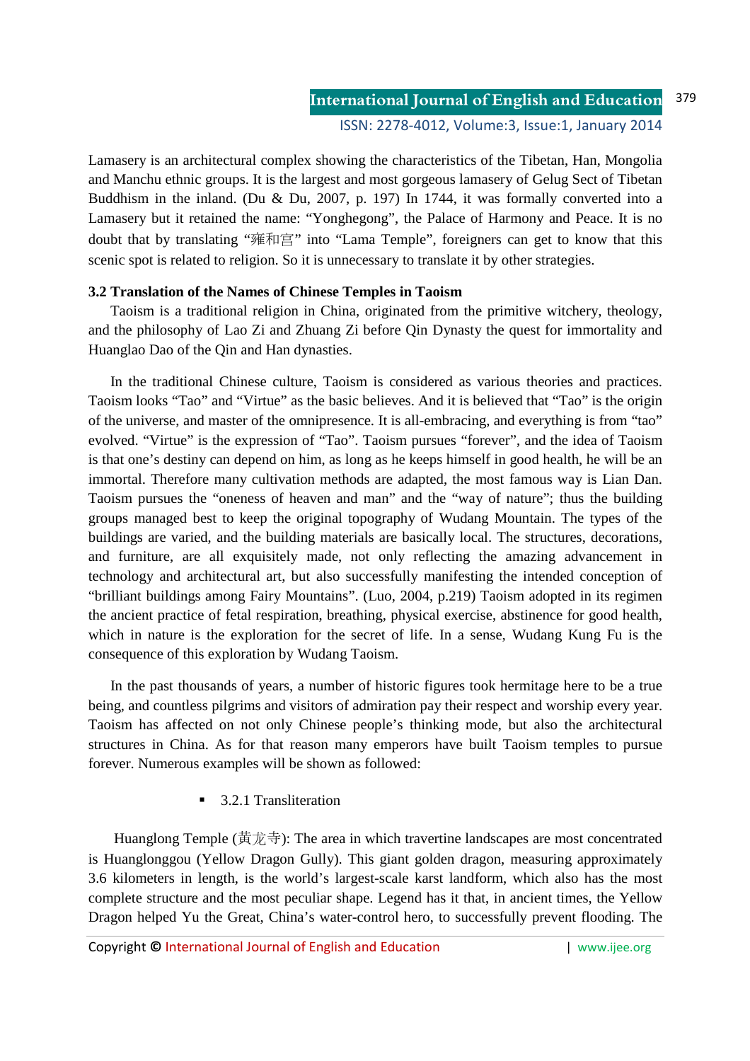Lamasery is an architectural complex showing the characteristics of the Tibetan, Han, Mongolia and Manchu ethnic groups. It is the largest and most gorgeous lamasery of Gelug Sect of Tibetan Buddhism in the inland. (Du & Du, 2007, p. 197) In 1744, it was formally converted into a Lamasery but it retained the name: "Yonghegong", the Palace of Harmony and Peace. It is no doubt that by translating "雍和宫" into "Lama Temple", foreigners can get to know that this scenic spot is related to religion. So it is unnecessary to translate it by other strategies.

### 3.2 Translation of the Names of Chinese Temples in Taoism

Taoism is a traditional religion in China, originated from the primitive witchery, theology, and the philosophy of Lao Zi and Zhuang Zi before Qin Dynasty the quest for immortality and Huanglao Dao of the Qin and Han dynasties.

In the traditional Chinese culture, Taoism is considered as various theories and practices. Taoism looks "Tao" and "Virtue" as the basic believes. And it is believed that "Tao" is the origin of the universe, and master of the omnipresence. It is all-embracing, and everything is from "tao" evolved. "Virtue" is the expression of "Tao". Taoism pursues "forever", and the idea of Taoism is that one's destiny can depend on him, as long as he keeps himself in good health, he will be an immortal. Therefore many cultivation methods are adapted, the most famous way is Lian Dan. Taoism pursues the "oneness of heaven and man" and the "way of nature"; thus the building groups managed best to keep the original topography of Wudang Mountain. The types of the buildings are varied, and the building materials are basically local. The structures, decorations, and furniture, are all exquisitely made, not only reflecting the amazing advancement in technology and architectural art, but also successfully manifesting the intended conception of "brilliant buildings among Fairy Mountains". (Luo, 2004, p.219) Taoism adopted in its regimen the ancient practice of fetal respiration, breathing, physical exercise, abstinence for good health, which in nature is the exploration for the secret of life. In a sense, Wudang Kung Fu is the consequence of this exploration by Wudang Taoism.

In the past thousands of years, a number of historic figures took hermitage here to be a true being, and countless pilgrims and visitors of admiration pay their respect and worship every year. Taoism has affected on not only Chinese people's thinking mode, but also the architectural structures in China. As for that reason many emperors have built Taoism temples to pursue forever. Numerous examples will be shown as followed:

- 3.2.1 Transliteration

Huanglong Temple (黄龙寺): The area in which travertine landscapes are most concentrated is Huanglonggou (Yellow Dragon Gully). This giant golden dragon, measuring approximately 3.6 kilometers in length, is the world's largest-scale karst landform, which also has the most complete structure and the most peculiar shape. Legend has it that, in ancient times, the Yellow Dragon helped Yu the Great, China's water-control hero, to successfully prevent flooding. The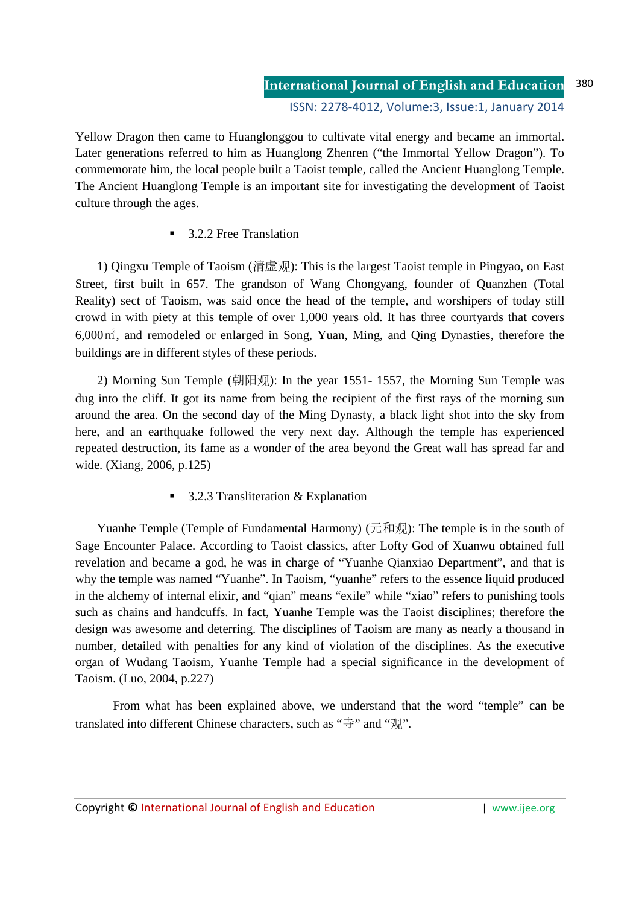Yellow Dragon then came to Huanglonggou to cultivate vital energy and became an immortal. Later generations referred to him as Huanglong Zhenren ("the Immortal Yellow Dragon"). To commemorate him, the local people built a Taoist temple, called the Ancient Huanglong Temple. The Ancient Huanglong Temple is an important site for investigating the development of Taoist culture through the ages.

- 3.2.2 Free Translation

1) Qingxu Temple of Taoism (清虚观): This is the largest Taoist temple in Pingyao, on East Street, first built in 657. The grandson of Wang Chongyang, founder of Quanzhen (Total Reality) sect of Taoism, was said once the head of the temple, and worshipers of today still crowd in with piety at this temple of over 1,000 years old. It has three courtyards that covers 6,000㎡, and remodeled or enlarged in Song, Yuan, Ming, and Qing Dynasties, therefore the buildings are in different styles of these periods.

2) Morning Sun Temple (朝阳观): In the year 1551- 1557, the Morning Sun Temple was dug into the cliff. It got its name from being the recipient of the first rays of the morning sun around the area. On the second day of the Ming Dynasty, a black light shot into the sky from here, and an earthquake followed the very next day. Although the temple has experienced repeated destruction, its fame as a wonder of the area beyond the Great wall has spread far and wide. (Xiang, 2006, p.125)

- 3.2.3 Transliteration & Explanation

Yuanhe Temple (Temple of Fundamental Harmony) (元和观): The temple is in the south of Sage Encounter Palace. According to Taoist classics, after Lofty God of Xuanwu obtained full revelation and became a god, he was in charge of "Yuanhe Qianxiao Department", and that is why the temple was named "Yuanhe". In Taoism, "yuanhe" refers to the essence liquid produced in the alchemy of internal elixir, and "qian" means "exile" while "xiao" refers to punishing tools such as chains and handcuffs. In fact, Yuanhe Temple was the Taoist disciplines; therefore the design was awesome and deterring. The disciplines of Taoism are many as nearly a thousand in number, detailed with penalties for any kind of violation of the disciplines. As the executive organ of Wudang Taoism, Yuanhe Temple had a special significance in the development of Taoism. (Luo, 2004, p.227)

From what has been explained above, we understand that the word "temple" can be translated into different Chinese characters, such as "寺" and "观".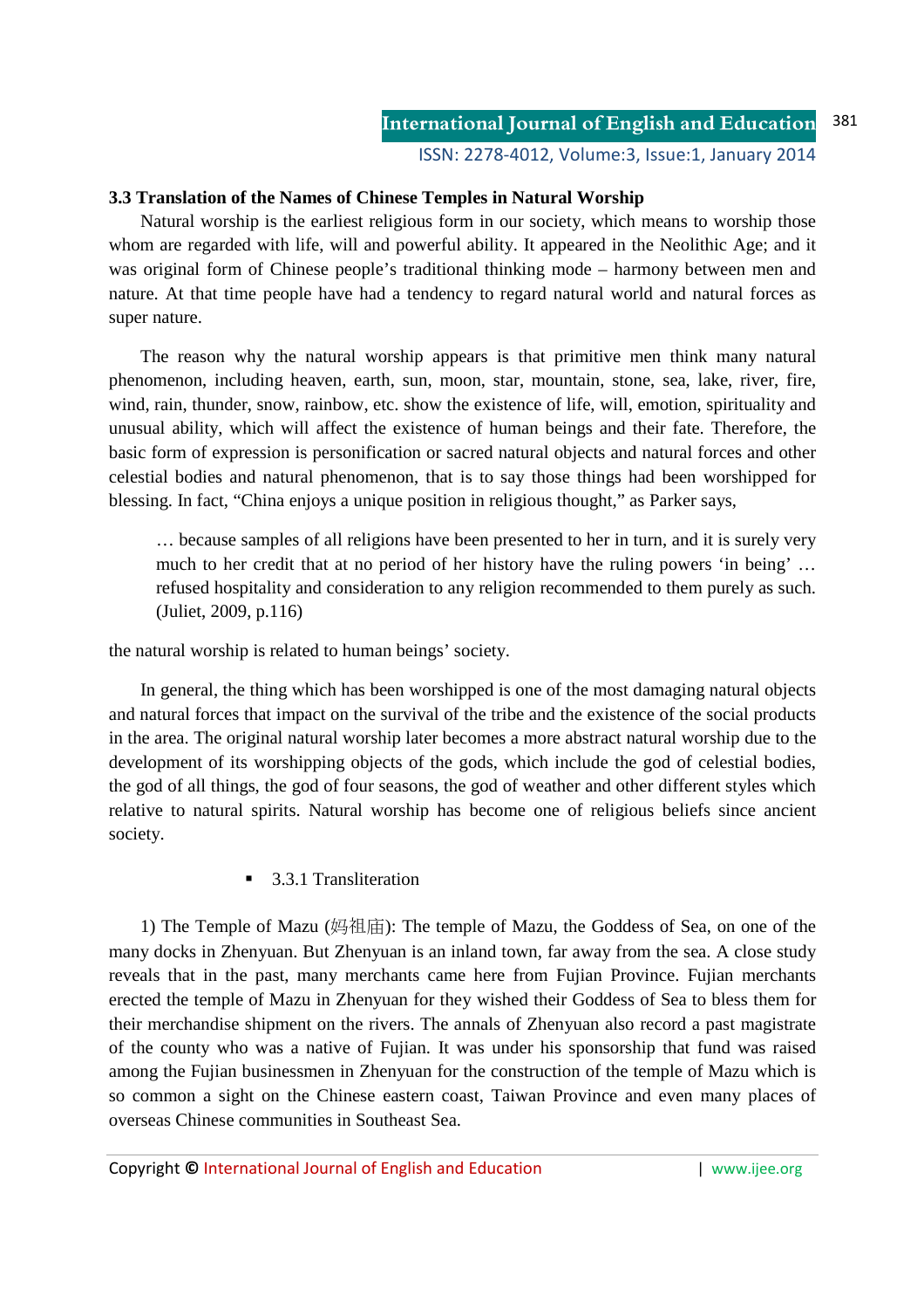### 3.3 Translation of the Names of Chinese Temples in Natural Worship

Natural worship is the earliest religious form in our society, which means to worship those whom are regarded with life, will and powerful ability. It appeared in the Neolithic Age; and it was original form of Chinese people's traditional thinking mode – harmony between men and nature. At that time people have had a tendency to regard natural world and natural forces as super nature.

The reason why the natural worship appears is that primitive men think many natural phenomenon, including heaven, earth, sun, moon, star, mountain, stone, sea, lake, river, fire, wind, rain, thunder, snow, rainbow, etc. show the existence of life, will, emotion, spirituality and unusual ability, which will affect the existence of human beings and their fate. Therefore, the basic form of expression is personification or sacred natural objects and natural forces and other celestial bodies and natural phenomenon, that is to say those things had been worshipped for blessing. In fact, "China enjoys a unique position in religious thought," as Parker says,

> … because samples of all religions have been presented to her in turn, and it is surely very much to her credit that at no period of her history have the ruling powers 'in being' … refused hospitality and consideration to any religion recommended to them purely as such. (Juliet, 2009, p.116)

the natural worship is related to human beings' society.

In general, the thing which has been worshipped is one of the most damaging natural objects and natural forces that impact on the survival of the tribe and the existence of the social products in the area. The original natural worship later becomes a more abstract natural worship due to the development of its worshipping objects of the gods, which include the god of celestial bodies, the god of all things, the god of four seasons, the god of weather and other different styles which relative to natural spirits. Natural worship has become one of religious beliefs since ancient society.

- 3.3.1 Transliteration

1) The Temple of Mazu (妈祖庙): The temple of Mazu, the Goddess of Sea, on one of the many docks in Zhenyuan. But Zhenyuan is an inland town, far away from the sea. A close study reveals that in the past, many merchants came here from Fujian Province. Fujian merchants erected the temple of Mazu in Zhenyuan for they wished their Goddess of Sea to bless them for their merchandise shipment on the rivers. The annals of Zhenyuan also record a past magistrate of the county who was a native of Fujian. It was under his sponsorship that fund was raised among the Fujian businessmen in Zhenyuan for the construction of the temple of Mazu which is so common a sight on the Chinese eastern coast, Taiwan Province and even many places of overseas Chinese communities in Southeast Sea.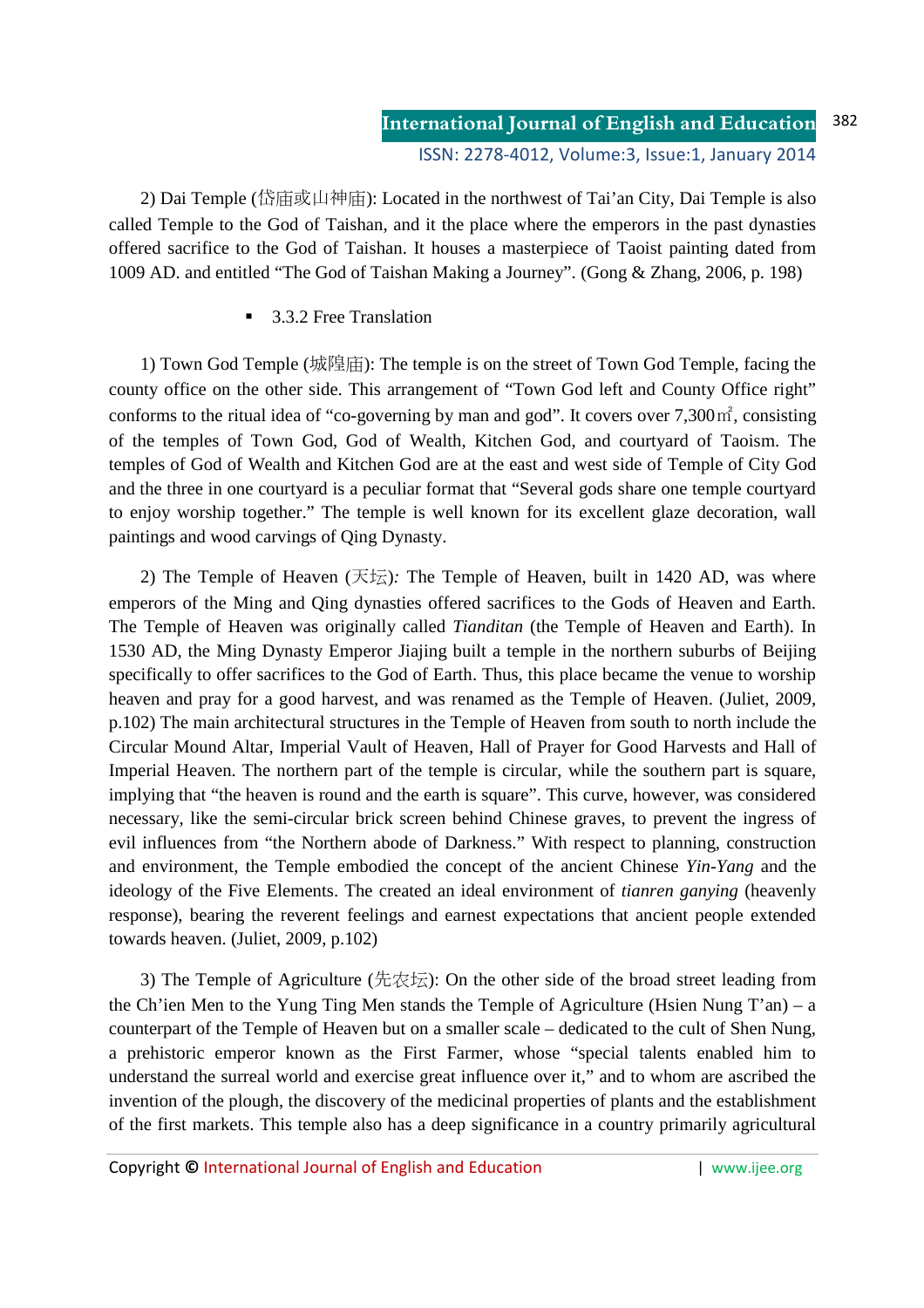2) Dai Temple (岱庙或山神庙): Located in the northwest of Tai'an City, Dai Temple is also called Temple to the God of Taishan, and it the place where the emperors in the past dynasties offered sacrifice to the God of Taishan. It houses a masterpiece of Taoist painting dated from 1009 AD. and entitled "The God of Taishan Making a Journey". (Gong & Zhang, 2006, p. 198)

- 3.3.2 Free Translation

1) Town God Temple (城隍庙): The temple is on the street of Town God Temple, facing the county office on the other side. This arrangement of "Town God left and County Office right" conforms to the ritual idea of "co-governing by man and god". It covers over 7,300㎡, consisting of the temples of Town God, God of Wealth, Kitchen God, and courtyard of Taoism. The temples of God of Wealth and Kitchen God are at the east and west side of Temple of City God and the three in one courtyard is a peculiar format that "Several gods share one temple courtyard to enjoy worship together." The temple is well known for its excellent glaze decoration, wall paintings and wood carvings of Qing Dynasty.

2) The Temple of Heaven (天坛)*:* The Temple of Heaven, built in 1420 AD, was where emperors of the Ming and Qing dynasties offered sacrifices to the Gods of Heaven and Earth. The Temple of Heaven was originally called *Tianditan* (the Temple of Heaven and Earth). In 1530 AD, the Ming Dynasty Emperor Jiajing built a temple in the northern suburbs of Beijing specifically to offer sacrifices to the God of Earth. Thus, this place became the venue to worship heaven and pray for a good harvest, and was renamed as the Temple of Heaven. (Juliet, 2009, p.102) The main architectural structures in the Temple of Heaven from south to north include the Circular Mound Altar, Imperial Vault of Heaven, Hall of Prayer for Good Harvests and Hall of Imperial Heaven. The northern part of the temple is circular, while the southern part is square, implying that "the heaven is round and the earth is square". This curve, however, was considered necessary, like the semi-circular brick screen behind Chinese graves, to prevent the ingress of evil influences from "the Northern abode of Darkness." With respect to planning, construction and environment, the Temple embodied the concept of the ancient Chinese *Yin-Yang* and the ideology of the Five Elements. The created an ideal environment of *tianren ganying* (heavenly response), bearing the reverent feelings and earnest expectations that ancient people extended towards heaven. (Juliet, 2009, p.102)

3) The Temple of Agriculture (先农坛): On the other side of the broad street leading from the Ch'ien Men to the Yung Ting Men stands the Temple of Agriculture (Hsien Nung T'an) – a counterpart of the Temple of Heaven but on a smaller scale – dedicated to the cult of Shen Nung, a prehistoric emperor known as the First Farmer, whose "special talents enabled him to understand the surreal world and exercise great influence over it," and to whom are ascribed the invention of the plough, the discovery of the medicinal properties of plants and the establishment of the first markets. This temple also has a deep significance in a country primarily agricultural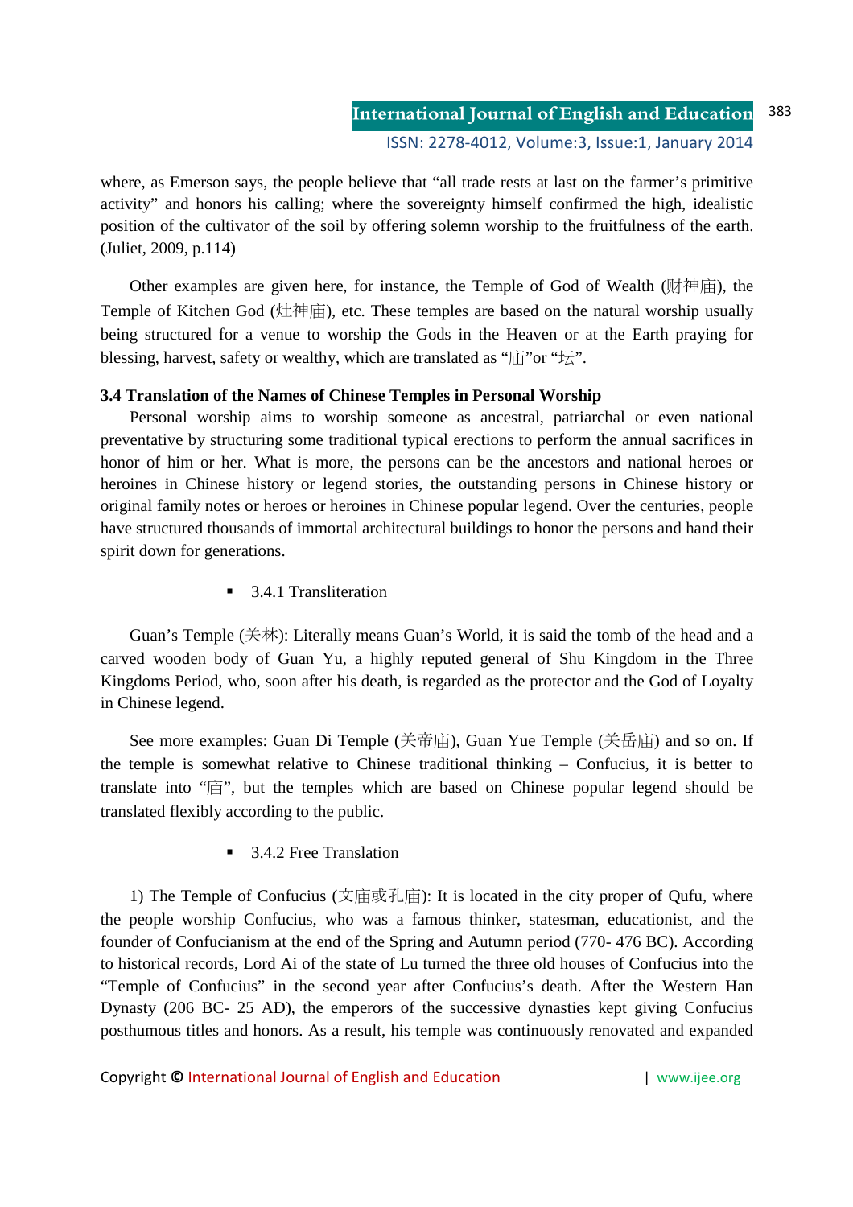where, as Emerson says, the people believe that "all trade rests at last on the farmer's primitive activity" and honors his calling; where the sovereignty himself confirmed the high, idealistic position of the cultivator of the soil by offering solemn worship to the fruitfulness of the earth. (Juliet, 2009, p.114)

Other examples are given here, for instance, the Temple of God of Wealth (财神庙), the Temple of Kitchen God (灶神庙), etc. These temples are based on the natural worship usually being structured for a venue to worship the Gods in the Heaven or at the Earth praying for blessing, harvest, safety or wealthy, which are translated as "庙"or "坛".

**3.4 Translation of the Names of Chinese Temples in Personal Worship**

Personal worship aims to worship someone as ancestral, patriarchal or even national preventative by structuring some traditional typical erections to perform the annual sacrifices in honor of him or her. What is more, the persons can be the ancestors and national heroes or heroines in Chinese history or legend stories, the outstanding persons in Chinese history or original family notes or heroes or heroines in Chinese popular legend. Over the centuries, people have structured thousands of immortal architectural buildings to honor the persons and hand their spirit down for generations.

- 3.4.1 Transliteration

Guan's Temple (关林): Literally means Guan's World, it is said the tomb of the head and a carved wooden body of Guan Yu, a highly reputed general of Shu Kingdom in the Three Kingdoms Period, who, soon after his death, is regarded as the protector and the God of Loyalty in Chinese legend.

See more examples: Guan Di Temple (关帝庙), Guan Yue Temple (关岳庙) and so on. If the temple is somewhat relative to Chinese traditional thinking – Confucius, it is better to translate into "庙", but the temples which are based on Chinese popular legend should be translated flexibly according to the public.

- 3.4.2 Free Translation

1) The Temple of Confucius (文庙或孔庙): It is located in the city proper of Qufu, where the people worship Confucius, who was a famous thinker, statesman, educationist, and the founder of Confucianism at the end of the Spring and Autumn period (770- 476 BC). According to historical records, Lord Ai of the state of Lu turned the three old houses of Confucius into the "Temple of Confucius" in the second year after Confucius's death. After the Western Han Dynasty (206 BC- 25 AD), the emperors of the successive dynasties kept giving Confucius posthumous titles and honors. As a result, his temple was continuously renovated and expanded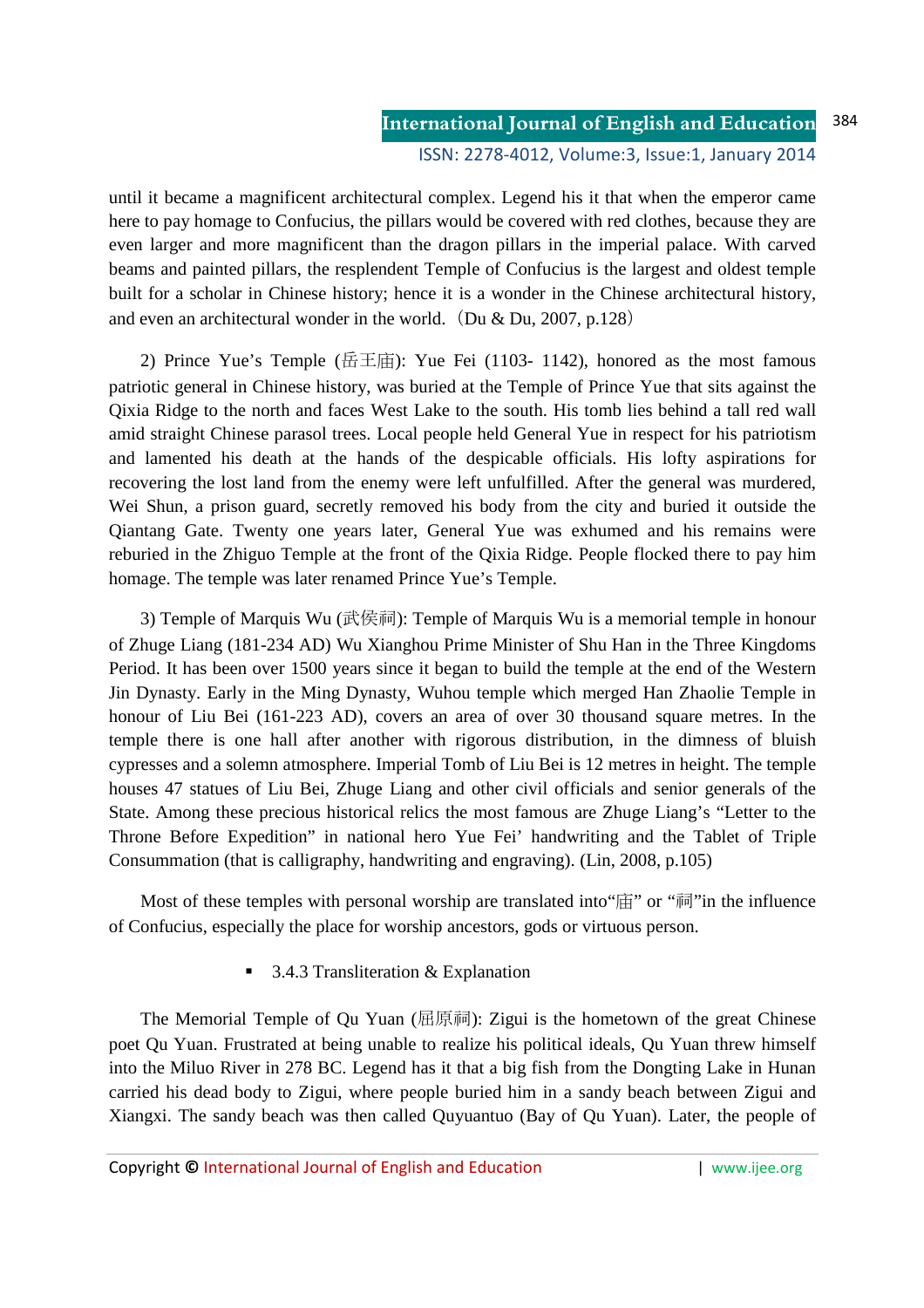until it became a magnificent architectural complex. Legend his it that when the emperor came here to pay homage to Confucius, the pillars would be covered with red clothes, because they are even larger and more magnificent than the dragon pillars in the imperial palace. With carved beams and painted pillars, the resplendent Temple of Confucius is the largest and oldest temple built for a scholar in Chinese history; hence it is a wonder in the Chinese architectural history, and even an architectural wonder in the world.（Du & Du, 2007, p.128）

2) Prince Yue's Temple (岳王庙): Yue Fei (1103- 1142), honored as the most famous patriotic general in Chinese history, was buried at the Temple of Prince Yue that sits against the Qixia Ridge to the north and faces West Lake to the south. His tomb lies behind a tall red wall amid straight Chinese parasol trees. Local people held General Yue in respect for his patriotism and lamented his death at the hands of the despicable officials. His lofty aspirations for recovering the lost land from the enemy were left unfulfilled. After the general was murdered, Wei Shun, a prison guard, secretly removed his body from the city and buried it outside the Qiantang Gate. Twenty one years later, General Yue was exhumed and his remains were reburied in the Zhiguo Temple at the front of the Qixia Ridge. People flocked there to pay him homage. The temple was later renamed Prince Yue's Temple.

3) Temple of Marquis Wu (武侯祠): Temple of Marquis Wu is a memorial temple in honour of Zhuge Liang (181-234 AD) Wu Xianghou Prime Minister of Shu Han in the Three Kingdoms Period. It has been over 1500 years since it began to build the temple at the end of the Western Jin Dynasty. Early in the Ming Dynasty, Wuhou temple which merged Han Zhaolie Temple in honour of Liu Bei (161-223 AD), covers an area of over 30 thousand square metres. In the temple there is one hall after another with rigorous distribution, in the dimness of bluish cypresses and a solemn atmosphere. Imperial Tomb of Liu Bei is 12 metres in height. The temple houses 47 statues of Liu Bei, Zhuge Liang and other civil officials and senior generals of the State. Among these precious historical relics the most famous are Zhuge Liang's "Letter to the Throne Before Expedition" in national hero Yue Fei' handwriting and the Tablet of Triple Consummation (that is calligraphy, handwriting and engraving). (Lin, 2008, p.105)

Most of these temples with personal worship are translated into"庙" or "祠"in the influence of Confucius, especially the place for worship ancestors, gods or virtuous person.

- 3.4.3 Transliteration & Explanation

The Memorial Temple of Qu Yuan (屈原祠): Zigui is the hometown of the great Chinese poet Qu Yuan. Frustrated at being unable to realize his political ideals, Qu Yuan threw himself into the Miluo River in 278 BC. Legend has it that a big fish from the Dongting Lake in Hunan carried his dead body to Zigui, where people buried him in a sandy beach between Zigui and Xiangxi. The sandy beach was then called Quyuantuo (Bay of Qu Yuan). Later, the people of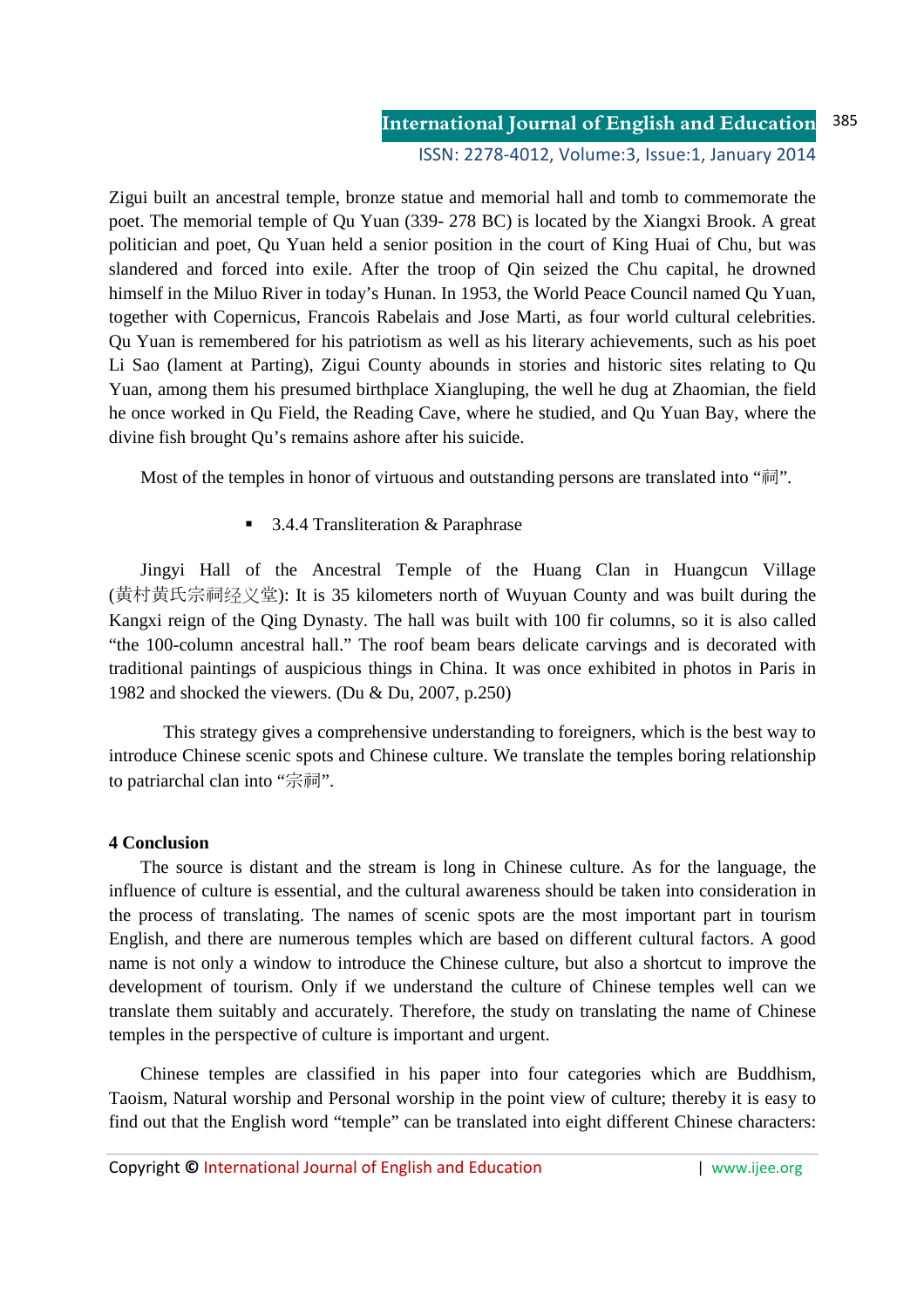Zigui built an ancestral temple, bronze statue and memorial hall and tomb to commemorate the poet. The memorial temple of Qu Yuan (339- 278 BC) is located by the Xiangxi Brook. A great politician and poet, Qu Yuan held a senior position in the court of King Huai of Chu, but was slandered and forced into exile. After the troop of Qin seized the Chu capital, he drowned himself in the Miluo River in today's Hunan. In 1953, the World Peace Council named Qu Yuan, together with Copernicus, Francois Rabelais and Jose Marti, as four world cultural celebrities. Qu Yuan is remembered for his patriotism as well as his literary achievements, such as his poet Li Sao (lament at Parting), Zigui County abounds in stories and historic sites relating to Qu Yuan, among them his presumed birthplace Xiangluping, the well he dug at Zhaomian, the field he once worked in Qu Field, the Reading Cave, where he studied, and Qu Yuan Bay, where the divine fish brought Qu's remains ashore after his suicide.

Most of the temples in honor of virtuous and outstanding persons are translated into "祠".

- 3.4.4 Transliteration & Paraphrase

Jingyi Hall of the Ancestral Temple of the Huang Clan in Huangcun Village (黄村黄氏宗祠经义堂): It is 35 kilometers north of Wuyuan County and was built during the Kangxi reign of the Qing Dynasty. The hall was built with 100 fir columns, so it is also called "the 100-column ancestral hall." The roof beam bears delicate carvings and is decorated with traditional paintings of auspicious things in China. It was once exhibited in photos in Paris in 1982 and shocked the viewers. (Du & Du, 2007, p.250)

This strategy gives a comprehensive understanding to foreigners, which is the best way to introduce Chinese scenic spots and Chinese culture. We translate the temples boring relationship to patriarchal clan into "宗祠".

**4 Conclusion**

The source is distant and the stream is long in Chinese culture. As for the language, the influence of culture is essential, and the cultural awareness should be taken into consideration in the process of translating. The names of scenic spots are the most important part in tourism English, and there are numerous temples which are based on different cultural factors. A good name is not only a window to introduce the Chinese culture, but also a shortcut to improve the development of tourism. Only if we understand the culture of Chinese temples well can we translate them suitably and accurately. Therefore, the study on translating the name of Chinese temples in the perspective of culture is important and urgent.

Chinese temples are classified in his paper into four categories which are Buddhism, Taoism, Natural worship and Personal worship in the point view of culture; thereby it is easy to find out that the English word "temple" can be translated into eight different Chinese characters: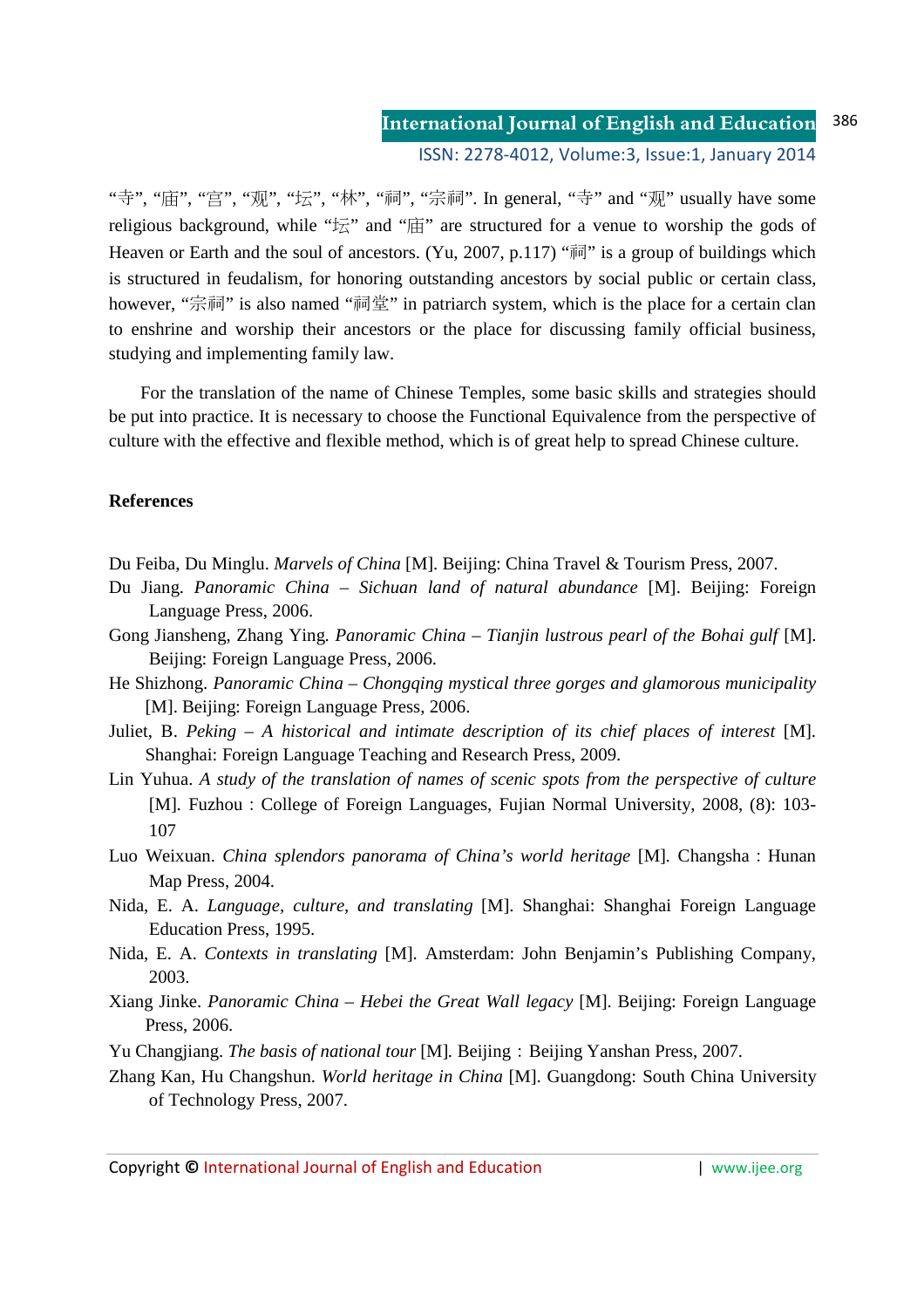"寺", "庙", "宫", "观", "坛", "林", "祠", "宗祠". In general, "寺" and "观" usually have some religious background, while "坛" and "庙" are structured for a venue to worship the gods of Heaven or Earth and the soul of ancestors. (Yu, 2007, p.117) "祠" is a group of buildings which is structured in feudalism, for honoring outstanding ancestors by social public or certain class, however, "宗祠" is also named "祠堂" in patriarch system, which is the place for a certain clan to enshrine and worship their ancestors or the place for discussing family official business, studying and implementing family law.

For the translation of the name of Chinese Temples, some basic skills and strategies should be put into practice. It is necessary to choose the Functional Equivalence from the perspective of culture with the effective and flexible method, which is of great help to spread Chinese culture.

**References**

Du Feiba, Du Minglu. *Marvels of China* [M]. Beijing: China Travel & Tourism Press, 2007.

Du Jiang. *Panoramic China – Sichuan land of natural abundance* [M]. Beijing: Foreign Language Press, 2006.

Gong Jiansheng, Zhang Ying. *Panoramic China – Tianjin lustrous pearl of the Bohai gulf* [M]. Beijing: Foreign Language Press, 2006.

He Shizhong. *Panoramic China – Chongqing mystical three gorges and glamorous municipality* [M]. Beijing: Foreign Language Press, 2006.

Juliet, B. *Peking – A historical and intimate description of its chief places of interest* [M]. Shanghai: Foreign Language Teaching and Research Press, 2009.

Lin Yuhua. *A study of the translation of names of scenic spots from the perspective of culture* [M]. Fuzhou : College of Foreign Languages, Fujian Normal University, 2008, (8): 103-107

Luo Weixuan. *China splendors panorama of China's world heritage* [M]. Changsha : Hunan Map Press, 2004.

Nida, E. A. *Language, culture, and translating* [M]. Shanghai: Shanghai Foreign Language Education Press, 1995.

Nida, E. A. *Contexts in translating* [M]. Amsterdam: John Benjamin's Publishing Company, 2003.

Xiang Jinke. *Panoramic China – Hebei the Great Wall legacy* [M]. Beijing: Foreign Language Press, 2006.

Yu Changjiang. *The basis of national tour* [M]. Beijing : Beijing Yanshan Press, 2007.

Zhang Kan, Hu Changshun. *World heritage in China* [M]. Guangdong: South China University of Technology Press, 2007.